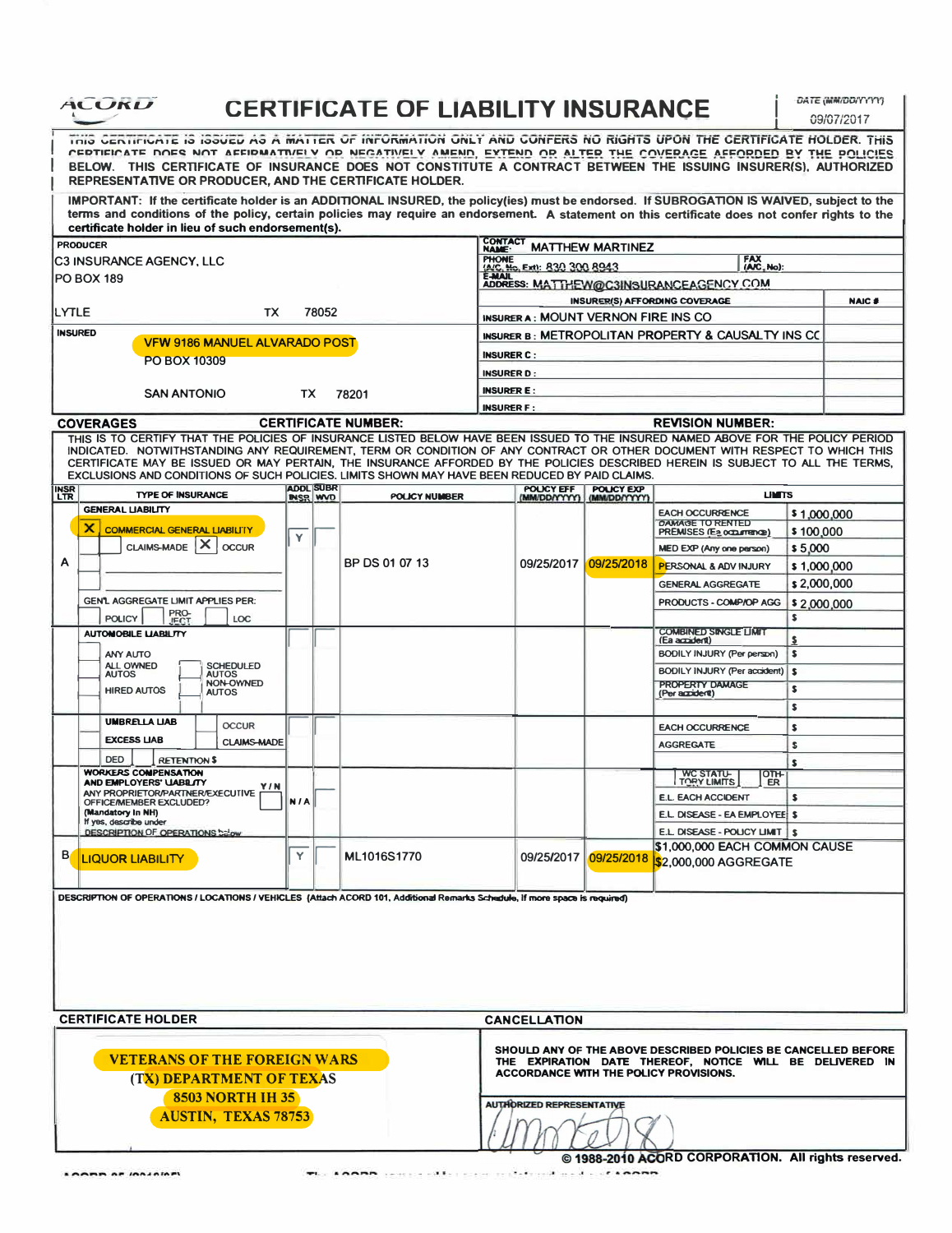# ACORD CERTIFICATE OF LIABILITY INSURANCE

DATE (MM/DD/YYYY): 09/07/2017

THIS CERTIFICATE IS ISSUED AS A MATTER OF INFORMATION ONLY AND CONFERS NO RIGHTS UPON THE CERTIFICATE HOLDER. THIS CERTIFICATE DOES NOT AFFIRMATIVELY OR NEGATIVELY AMEND, EXTEND OR ALTER THE COVERAGE AFFORDED BY THE POLICIES BELOW. THIS CERTIFICATE OF INSURANCE DOES NOT CONSTITUTE A CONTRACT BETWEEN THE ISSUING INSURER(S), AUTHORIZED REPRESENTATIVE OR PRODUCER, AND THE CERTIFICATE HOLDER.

IMPORTANT: If the certificate holder is an ADDITIONAL INSURED, the policy(ies) must be endorsed. If SUBROGATION IS WAIVED, subject to the terms and conditions of the policy, certain policies may require an endorsement. A statement on this certificate does not confer rights to the certificate holder in lieu of such endorsement(s).

| PRODUCER | CONTACT NAME: MATTHEW MARTINEZ | |
|---|---|---|
| C3 INSURANCE AGENCY, LLC | PHONE (A/C, No, Ext): 830 300 8943 | FAX (A/C, No): |
| PO BOX 189 | E-MAIL ADDRESS: MATTHEW@C3INSURANCEAGENCY.COM | |
| | INSURER(S) AFFORDING COVERAGE | NAIC # |
| LYTLE TX 78052 | INSURER A: MOUNT VERNON FIRE INS CO | |
| **INSURED** | INSURER B: METROPOLITAN PROPERTY & CAUSALTY INS CC | |
| VFW 9186 MANUEL ALVARADO POST | INSURER C: | |
| PO BOX 10309 | INSURER D: | |
| SAN ANTONIO TX 78201 | INSURER E: | |
| | INSURER F: | |

## COVERAGES

**CERTIFICATE NUMBER:** **REVISION NUMBER:**

THIS IS TO CERTIFY THAT THE POLICIES OF INSURANCE LISTED BELOW HAVE BEEN ISSUED TO THE INSURED NAMED ABOVE FOR THE POLICY PERIOD INDICATED. NOTWITHSTANDING ANY REQUIREMENT, TERM OR CONDITION OF ANY CONTRACT OR OTHER DOCUMENT WITH RESPECT TO WHICH THIS CERTIFICATE MAY BE ISSUED OR MAY PERTAIN, THE INSURANCE AFFORDED BY THE POLICIES DESCRIBED HEREIN IS SUBJECT TO ALL THE TERMS, EXCLUSIONS AND CONDITIONS OF SUCH POLICIES. LIMITS SHOWN MAY HAVE BEEN REDUCED BY PAID CLAIMS.

| INSR LTR | TYPE OF INSURANCE | ADDL INSR | SUBR WVD | POLICY NUMBER | POLICY EFF (MM/DD/YYYY) | POLICY EXP (MM/DD/YYYY) | LIMITS | |
|---|---|---|---|---|---|---|---|---|
| A | GENERAL LIABILITY | Y | | BP DS 01 07 13 | 09/25/2017 | 09/25/2018 | EACH OCCURRENCE | $ 1,000,000 |
| | X COMMERCIAL GENERAL LIABILITY | | | | | | DAMAGE TO RENTED PREMISES (Ea occurrence) | $ 100,000 |
| | CLAIMS-MADE X OCCUR | | | | | | MED EXP (Any one person) | $ 5,000 |
| | | | | | | | PERSONAL & ADV INJURY | $ 1,000,000 |
| | | | | | | | GENERAL AGGREGATE | $ 2,000,000 |
| | GEN'L AGGREGATE LIMIT APPLIES PER: POLICY / PRO-JECT / LOC | | | | | | PRODUCTS - COMP/OP AGG | $ 2,000,000 |
| | | | | | | | | $ |
| | AUTOMOBILE LIABILITY | | | | | | COMBINED SINGLE LIMIT (Ea accident) | $ |
| | ANY AUTO | | | | | | BODILY INJURY (Per person) | $ |
| | ALL OWNED AUTOS / SCHEDULED AUTOS | | | | | | BODILY INJURY (Per accident) | $ |
| | HIRED AUTOS / NON-OWNED AUTOS | | | | | | PROPERTY DAMAGE (Per accident) | $ |
| | | | | | | | | $ |
| | UMBRELLA LIAB / OCCUR | | | | | | EACH OCCURRENCE | $ |
| | EXCESS LIAB / CLAIMS-MADE | | | | | | AGGREGATE | $ |
| | DED / RETENTION $ | | | | | | | $ |
| | WORKERS COMPENSATION AND EMPLOYERS' LIABILITY Y/N; ANY PROPRIETOR/PARTNER/EXECUTIVE OFFICER/MEMBER EXCLUDED? (Mandatory in NH) If yes, describe under DESCRIPTION OF OPERATIONS below | N/A | | | | | WC STATU-TORY LIMITS / OTH-ER | |
| | | | | | | | E.L. EACH ACCIDENT | $ |
| | | | | | | | E.L. DISEASE - EA EMPLOYEE | $ |
| | | | | | | | E.L. DISEASE - POLICY LIMIT | $ |
| B | LIQUOR LIABILITY | Y | | ML1016S1770 | 09/25/2017 | 09/25/2018 | $1,000,000 EACH COMMON CAUSE $2,000,000 AGGREGATE | |

DESCRIPTION OF OPERATIONS / LOCATIONS / VEHICLES (Attach ACORD 101, Additional Remarks Schedule, if more space is required)

| CERTIFICATE HOLDER | CANCELLATION |
|---|---|
| VETERANS OF THE FOREIGN WARS (TX) DEPARTMENT OF TEXAS 8503 NORTH IH 35 AUSTIN, TEXAS 78753 | SHOULD ANY OF THE ABOVE DESCRIBED POLICIES BE CANCELLED BEFORE THE EXPIRATION DATE THEREOF, NOTICE WILL BE DELIVERED IN ACCORDANCE WITH THE POLICY PROVISIONS. |
| | AUTHORIZED REPRESENTATIVE |

© 1988-2010 ACORD CORPORATION. All rights reserved.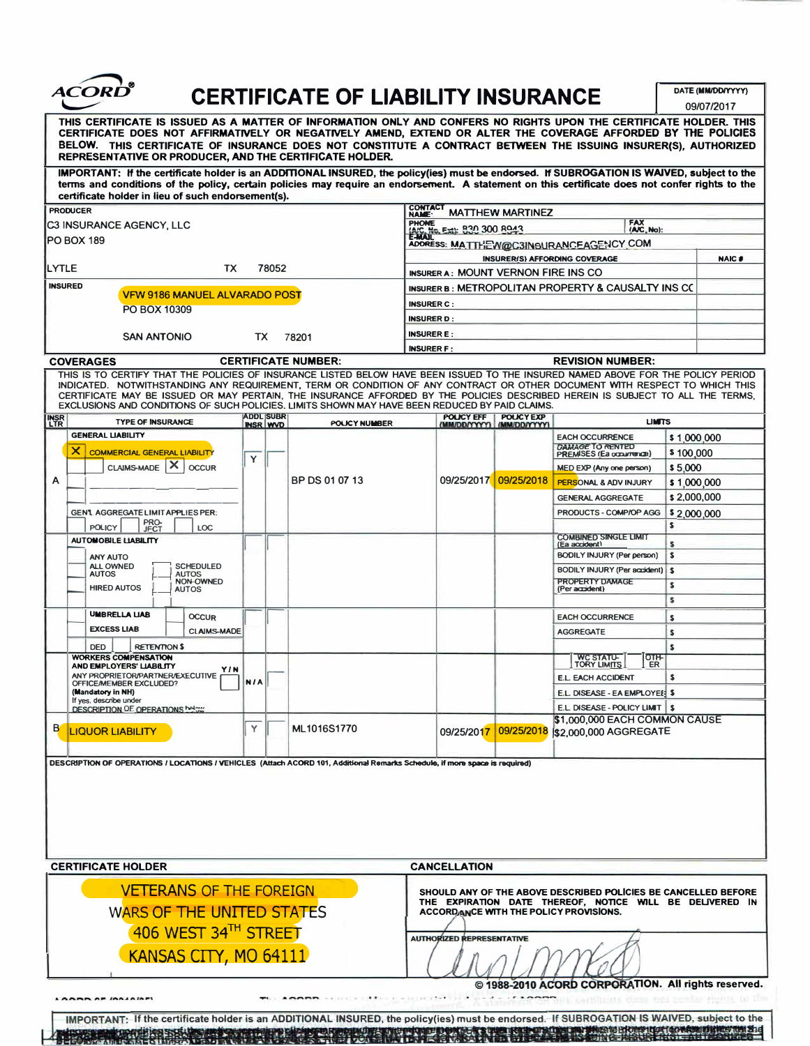# CERTIFICATE OF LIABILITY INSURANCE

ACORD®

DATE (MM/DD/YYYY) 09/07/2017

**THIS CERTIFICATE IS ISSUED AS A MATTER OF INFORMATION ONLY AND CONFERS NO RIGHTS UPON THE CERTIFICATE HOLDER. THIS CERTIFICATE DOES NOT AFFIRMATIVELY OR NEGATIVELY AMEND, EXTEND OR ALTER THE COVERAGE AFFORDED BY THE POLICIES BELOW. THIS CERTIFICATE OF INSURANCE DOES NOT CONSTITUTE A CONTRACT BETWEEN THE ISSUING INSURER(S), AUTHORIZED REPRESENTATIVE OR PRODUCER, AND THE CERTIFICATE HOLDER.**

**IMPORTANT: If the certificate holder is an ADDITIONAL INSURED, the policy(ies) must be endorsed. If SUBROGATION IS WAIVED, subject to the terms and conditions of the policy, certain policies may require an endorsement. A statement on this certificate does not confer rights to the certificate holder in lieu of such endorsement(s).**

| | | |
|---|---|---|
| **PRODUCER**<br>C3 INSURANCE AGENCY, LLC<br>PO BOX 189<br>LYTLE TX 78052 | CONTACT NAME: MATTHEW MARTINEZ<br>PHONE (A/C, No, Ext): 830 300 8943 FAX (A/C, No):<br>E-MAIL ADDRESS: MATTHEW@C3INSURANCEAGENCY.COM | |
| | **INSURER(S) AFFORDING COVERAGE** | **NAIC #** |
| | INSURER A: MOUNT VERNON FIRE INS CO | |
| **INSURED**<br>VFW 9186 MANUEL ALVARADO POST<br>PO BOX 10309<br>SAN ANTONIO TX 78201 | INSURER B: METROPOLITAN PROPERTY & CASUALTY INS CO | |
| | INSURER C: | |
| | INSURER D: | |
| | INSURER E: | |
| | INSURER F: | |

**COVERAGES** CERTIFICATE NUMBER: REVISION NUMBER:

THIS IS TO CERTIFY THAT THE POLICIES OF INSURANCE LISTED BELOW HAVE BEEN ISSUED TO THE INSURED NAMED ABOVE FOR THE POLICY PERIOD INDICATED. NOTWITHSTANDING ANY REQUIREMENT, TERM OR CONDITION OF ANY CONTRACT OR OTHER DOCUMENT WITH RESPECT TO WHICH THIS CERTIFICATE MAY BE ISSUED OR MAY PERTAIN, THE INSURANCE AFFORDED BY THE POLICIES DESCRIBED HEREIN IS SUBJECT TO ALL THE TERMS, EXCLUSIONS AND CONDITIONS OF SUCH POLICIES. LIMITS SHOWN MAY HAVE BEEN REDUCED BY PAID CLAIMS.

| INSR LTR | TYPE OF INSURANCE | ADDL INSR | SUBR WVD | POLICY NUMBER | POLICY EFF (MM/DD/YYYY) | POLICY EXP (MM/DD/YYYY) | LIMITS | |
|---|---|---|---|---|---|---|---|---|
| A | GENERAL LIABILITY<br>X COMMERCIAL GENERAL LIABILITY<br>CLAIMS-MADE X OCCUR<br>GEN'L AGGREGATE LIMIT APPLIES PER: POLICY PRO-JECT LOC | Y | | BP DS 01 07 13 | 09/25/2017 | 09/25/2018 | EACH OCCURRENCE | $ 1,000,000 |
| | | | | | | | DAMAGE TO RENTED PREMISES (Ea occurrence) | $ 100,000 |
| | | | | | | | MED EXP (Any one person) | $ 5,000 |
| | | | | | | | PERSONAL & ADV INJURY | $ 1,000,000 |
| | | | | | | | GENERAL AGGREGATE | $ 2,000,000 |
| | | | | | | | PRODUCTS - COMP/OP AGG | $ 2,000,000 |
| | | | | | | | | $ |
| | AUTOMOBILE LIABILITY<br>ANY AUTO<br>ALL OWNED AUTOS SCHEDULED AUTOS<br>HIRED AUTOS NON-OWNED AUTOS | | | | | | COMBINED SINGLE LIMIT (Ea accident) | $ |
| | | | | | | | BODILY INJURY (Per person) | $ |
| | | | | | | | BODILY INJURY (Per accident) | $ |
| | | | | | | | PROPERTY DAMAGE (Per accident) | $ |
| | | | | | | | | $ |
| | UMBRELLA LIAB OCCUR<br>EXCESS LIAB CLAIMS-MADE<br>DED RETENTION $ | | | | | | EACH OCCURRENCE | $ |
| | | | | | | | AGGREGATE | $ |
| | | | | | | | | $ |
| | WORKERS COMPENSATION AND EMPLOYERS' LIABILITY Y/N<br>ANY PROPRIETOR/PARTNER/EXECUTIVE OFFICER/MEMBER EXCLUDED? (Mandatory in NH)<br>If yes, describe under DESCRIPTION OF OPERATIONS below | N/A | | | | | WC STATU-TORY LIMITS / OTH-ER | |
| | | | | | | | E.L. EACH ACCIDENT | $ |
| | | | | | | | E.L. DISEASE - EA EMPLOYEE | $ |
| | | | | | | | E.L. DISEASE - POLICY LIMIT | $ |
| B | LIQUOR LIABILITY | Y | | ML1016S1770 | 09/25/2017 | 09/25/2018 | $1,000,000 EACH COMMON CAUSE<br>$2,000,000 AGGREGATE | |

**DESCRIPTION OF OPERATIONS / LOCATIONS / VEHICLES** (Attach ACORD 101, Additional Remarks Schedule, if more space is required)

| CERTIFICATE HOLDER | CANCELLATION |
|---|---|
| VETERANS OF THE FOREIGN<br>WARS OF THE UNITED STATES<br>406 WEST 34TH STREET<br>KANSAS CITY, MO 64111 | SHOULD ANY OF THE ABOVE DESCRIBED POLICIES BE CANCELLED BEFORE THE EXPIRATION DATE THEREOF, NOTICE WILL BE DELIVERED IN ACCORDANCE WITH THE POLICY PROVISIONS.<br><br>AUTHORIZED REPRESENTATIVE |

© 1988-2010 ACORD CORPORATION. All rights reserved.

IMPORTANT: If the certificate holder is an ADDITIONAL INSURED, the policy(ies) must be endorsed. If SUBROGATION IS WAIVED, subject to the